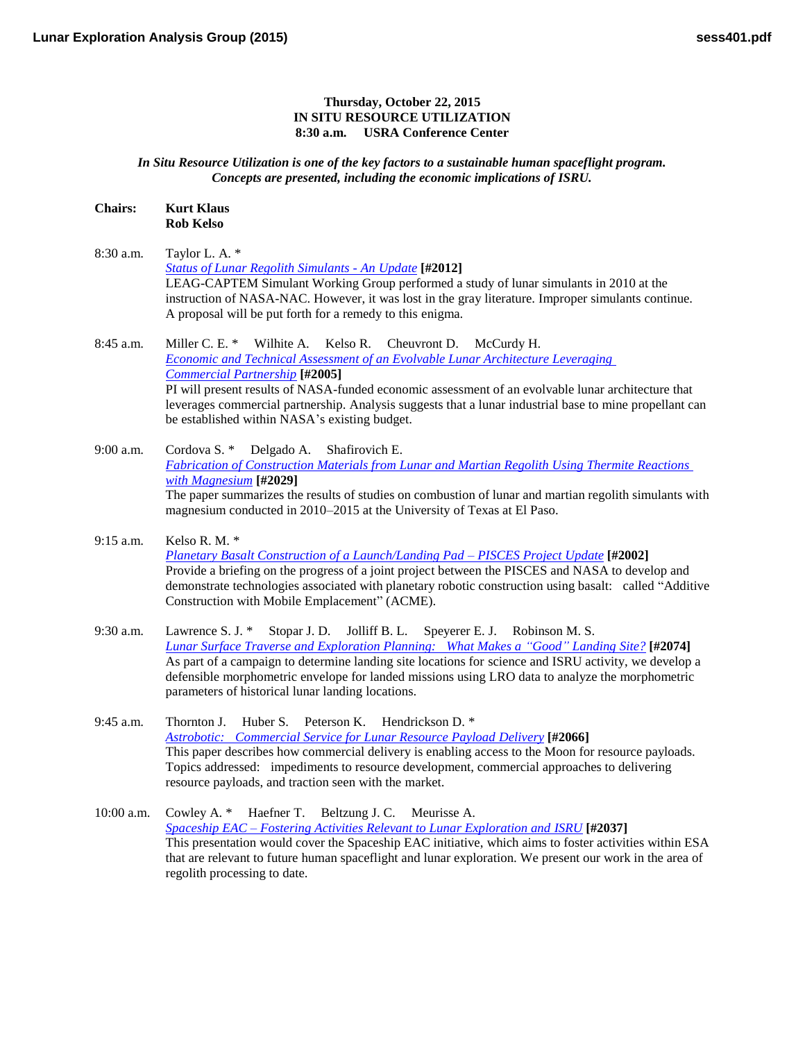**Thursday, October 22, 2015**
**IN SITU RESOURCE UTILIZATION**
**8:30 a.m. USRA Conference Center**

*In Situ Resource Utilization is one of the key factors to a sustainable human spaceflight program. Concepts are presented, including the economic implications of ISRU.*

**Chairs:** **Kurt Klaus**
**Rob Kelso**

8:30 a.m. Taylor L. A. *
*Status of Lunar Regolith Simulants - An Update* **[#2012]**
LEAG-CAPTEM Simulant Working Group performed a study of lunar simulants in 2010 at the instruction of NASA-NAC. However, it was lost in the gray literature. Improper simulants continue. A proposal will be put forth for a remedy to this enigma.

8:45 a.m. Miller C. E. * Wilhite A. Kelso R. Cheuvront D. McCurdy H.
*Economic and Technical Assessment of an Evolvable Lunar Architecture Leveraging Commercial Partnership* **[#2005]**
PI will present results of NASA-funded economic assessment of an evolvable lunar architecture that leverages commercial partnership. Analysis suggests that a lunar industrial base to mine propellant can be established within NASA's existing budget.

9:00 a.m. Cordova S. * Delgado A. Shafirovich E.
*Fabrication of Construction Materials from Lunar and Martian Regolith Using Thermite Reactions with Magnesium* **[#2029]**
The paper summarizes the results of studies on combustion of lunar and martian regolith simulants with magnesium conducted in 2010–2015 at the University of Texas at El Paso.

9:15 a.m. Kelso R. M. *
*Planetary Basalt Construction of a Launch/Landing Pad – PISCES Project Update* **[#2002]**
Provide a briefing on the progress of a joint project between the PISCES and NASA to develop and demonstrate technologies associated with planetary robotic construction using basalt: called "Additive Construction with Mobile Emplacement" (ACME).

9:30 a.m. Lawrence S. J. * Stopar J. D. Jolliff B. L. Speyerer E. J. Robinson M. S.
*Lunar Surface Traverse and Exploration Planning: What Makes a "Good" Landing Site?* **[#2074]**
As part of a campaign to determine landing site locations for science and ISRU activity, we develop a defensible morphometric envelope for landed missions using LRO data to analyze the morphometric parameters of historical lunar landing locations.

9:45 a.m. Thornton J. Huber S. Peterson K. Hendrickson D. *
*Astrobotic: Commercial Service for Lunar Resource Payload Delivery* **[#2066]**
This paper describes how commercial delivery is enabling access to the Moon for resource payloads. Topics addressed: impediments to resource development, commercial approaches to delivering resource payloads, and traction seen with the market.

10:00 a.m. Cowley A. * Haefner T. Beltzung J. C. Meurisse A.
*Spaceship EAC – Fostering Activities Relevant to Lunar Exploration and ISRU* **[#2037]**
This presentation would cover the Spaceship EAC initiative, which aims to foster activities within ESA that are relevant to future human spaceflight and lunar exploration. We present our work in the area of regolith processing to date.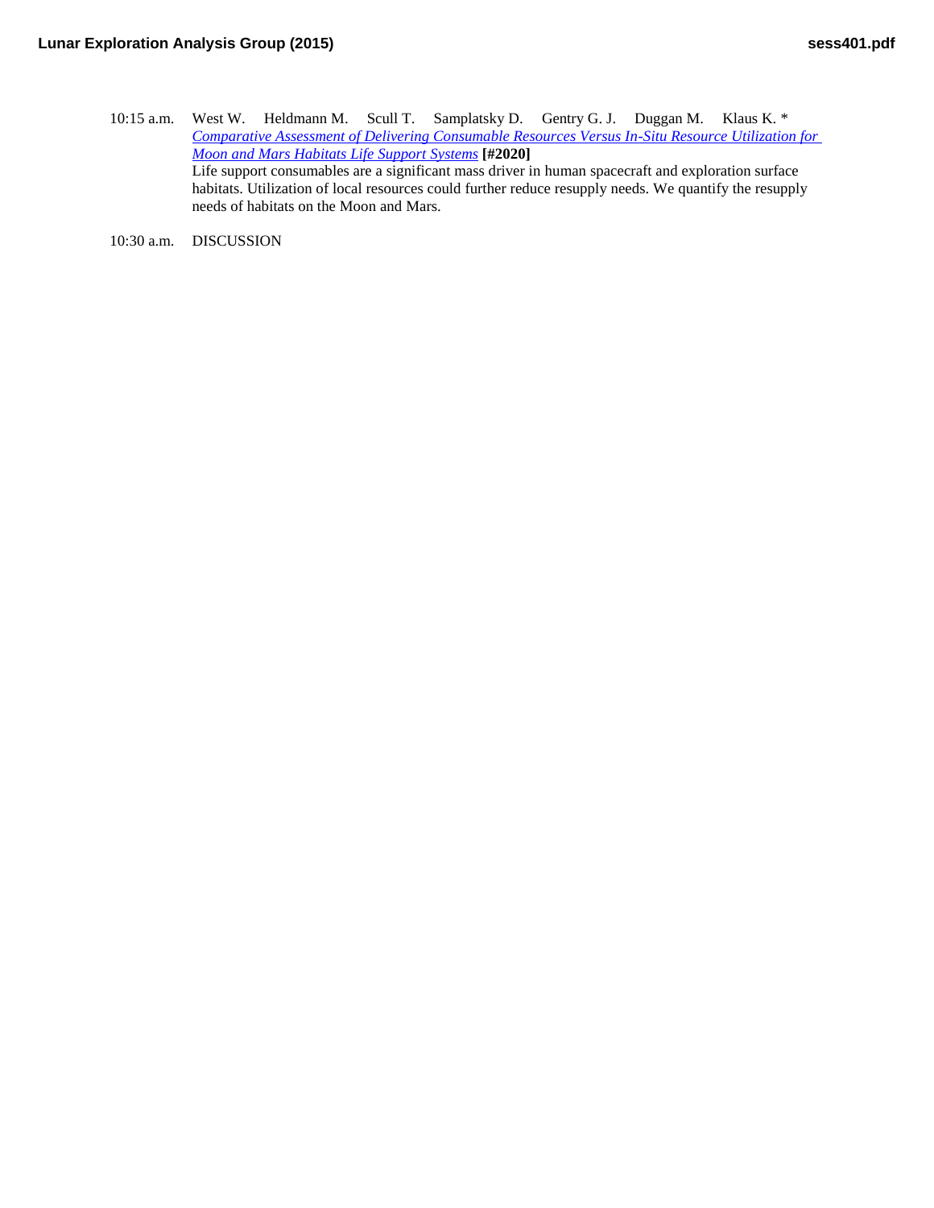10:15 a.m. West W. Heldmann M. Scull T. Samplatsky D. Gentry G. J. Duggan M. Klaus K. *
*Comparative Assessment of Delivering Consumable Resources Versus In-Situ Resource Utilization for Moon and Mars Habitats Life Support Systems* **[#2020]**
Life support consumables are a significant mass driver in human spacecraft and exploration surface habitats. Utilization of local resources could further reduce resupply needs. We quantify the resupply needs of habitats on the Moon and Mars.

10:30 a.m. DISCUSSION